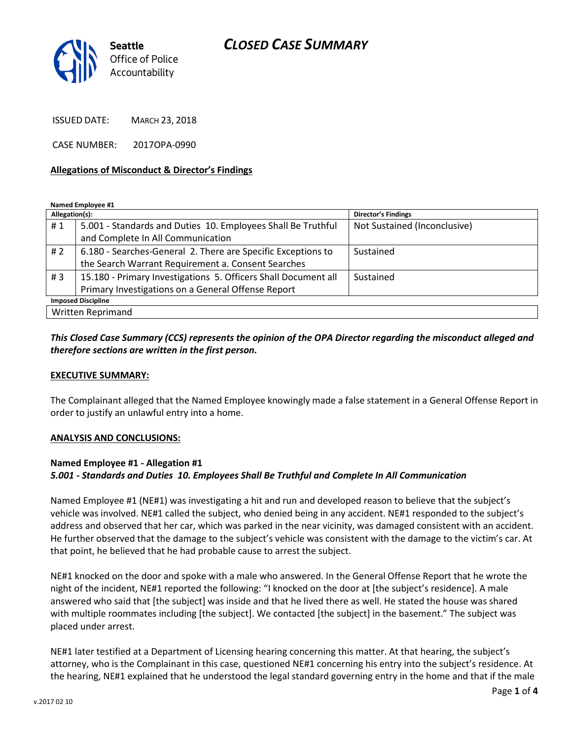Seattle Office of Police Accountability

# CLOSED CASE SUMMARY

ISSUED DATE: MARCH 23, 2018

CASE NUMBER: 2017OPA-0990

## Allegations of Misconduct & Director's Findings

**Named Employee #1**

| Allegation(s): | | Director's Findings |
|---|---|---|
| # 1 | 5.001 - Standards and Duties 10. Employees Shall Be Truthful and Complete In All Communication | Not Sustained (Inconclusive) |
| # 2 | 6.180 - Searches-General 2. There are Specific Exceptions to the Search Warrant Requirement a. Consent Searches | Sustained |
| # 3 | 15.180 - Primary Investigations 5. Officers Shall Document all Primary Investigations on a General Offense Report | Sustained |
| **Imposed Discipline** | | |
| Written Reprimand | | |

***This Closed Case Summary (CCS) represents the opinion of the OPA Director regarding the misconduct alleged and therefore sections are written in the first person.***

**EXECUTIVE SUMMARY:**

The Complainant alleged that the Named Employee knowingly made a false statement in a General Offense Report in order to justify an unlawful entry into a home.

**ANALYSIS AND CONCLUSIONS:**

**Named Employee #1 - Allegation #1**
***5.001 - Standards and Duties 10. Employees Shall Be Truthful and Complete In All Communication***

Named Employee #1 (NE#1) was investigating a hit and run and developed reason to believe that the subject's vehicle was involved. NE#1 called the subject, who denied being in any accident. NE#1 responded to the subject's address and observed that her car, which was parked in the near vicinity, was damaged consistent with an accident. He further observed that the damage to the subject's vehicle was consistent with the damage to the victim's car. At that point, he believed that he had probable cause to arrest the subject.

NE#1 knocked on the door and spoke with a male who answered. In the General Offense Report that he wrote the night of the incident, NE#1 reported the following: "I knocked on the door at [the subject's residence]. A male answered who said that [the subject] was inside and that he lived there as well. He stated the house was shared with multiple roommates including [the subject]. We contacted [the subject] in the basement." The subject was placed under arrest.

NE#1 later testified at a Department of Licensing hearing concerning this matter. At that hearing, the subject's attorney, who is the Complainant in this case, questioned NE#1 concerning his entry into the subject's residence. At the hearing, NE#1 explained that he understood the legal standard governing entry in the home and that if the male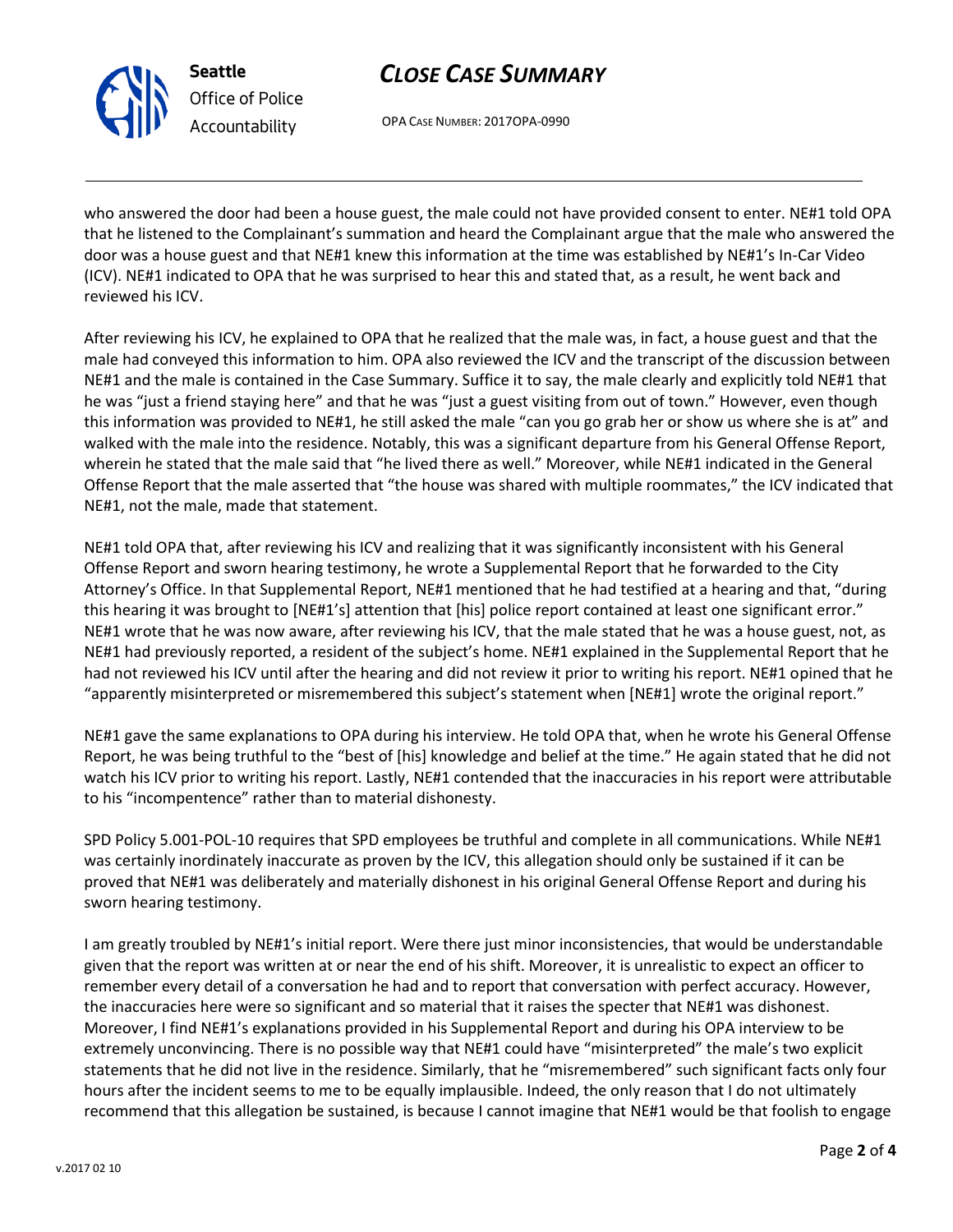who answered the door had been a house guest, the male could not have provided consent to enter. NE#1 told OPA that he listened to the Complainant's summation and heard the Complainant argue that the male who answered the door was a house guest and that NE#1 knew this information at the time was established by NE#1's In-Car Video (ICV). NE#1 indicated to OPA that he was surprised to hear this and stated that, as a result, he went back and reviewed his ICV.

After reviewing his ICV, he explained to OPA that he realized that the male was, in fact, a house guest and that the male had conveyed this information to him. OPA also reviewed the ICV and the transcript of the discussion between NE#1 and the male is contained in the Case Summary. Suffice it to say, the male clearly and explicitly told NE#1 that he was "just a friend staying here" and that he was "just a guest visiting from out of town." However, even though this information was provided to NE#1, he still asked the male "can you go grab her or show us where she is at" and walked with the male into the residence. Notably, this was a significant departure from his General Offense Report, wherein he stated that the male said that "he lived there as well." Moreover, while NE#1 indicated in the General Offense Report that the male asserted that "the house was shared with multiple roommates," the ICV indicated that NE#1, not the male, made that statement.

NE#1 told OPA that, after reviewing his ICV and realizing that it was significantly inconsistent with his General Offense Report and sworn hearing testimony, he wrote a Supplemental Report that he forwarded to the City Attorney's Office. In that Supplemental Report, NE#1 mentioned that he had testified at a hearing and that, "during this hearing it was brought to [NE#1's] attention that [his] police report contained at least one significant error." NE#1 wrote that he was now aware, after reviewing his ICV, that the male stated that he was a house guest, not, as NE#1 had previously reported, a resident of the subject's home. NE#1 explained in the Supplemental Report that he had not reviewed his ICV until after the hearing and did not review it prior to writing his report. NE#1 opined that he "apparently misinterpreted or misremembered this subject's statement when [NE#1] wrote the original report."

NE#1 gave the same explanations to OPA during his interview. He told OPA that, when he wrote his General Offense Report, he was being truthful to the "best of [his] knowledge and belief at the time." He again stated that he did not watch his ICV prior to writing his report. Lastly, NE#1 contended that the inaccuracies in his report were attributable to his "incompentence" rather than to material dishonesty.

SPD Policy 5.001-POL-10 requires that SPD employees be truthful and complete in all communications. While NE#1 was certainly inordinately inaccurate as proven by the ICV, this allegation should only be sustained if it can be proved that NE#1 was deliberately and materially dishonest in his original General Offense Report and during his sworn hearing testimony.

I am greatly troubled by NE#1's initial report. Were there just minor inconsistencies, that would be understandable given that the report was written at or near the end of his shift. Moreover, it is unrealistic to expect an officer to remember every detail of a conversation he had and to report that conversation with perfect accuracy. However, the inaccuracies here were so significant and so material that it raises the specter that NE#1 was dishonest. Moreover, I find NE#1's explanations provided in his Supplemental Report and during his OPA interview to be extremely unconvincing. There is no possible way that NE#1 could have "misinterpreted" the male's two explicit statements that he did not live in the residence. Similarly, that he "misremembered" such significant facts only four hours after the incident seems to me to be equally implausible. Indeed, the only reason that I do not ultimately recommend that this allegation be sustained, is because I cannot imagine that NE#1 would be that foolish to engage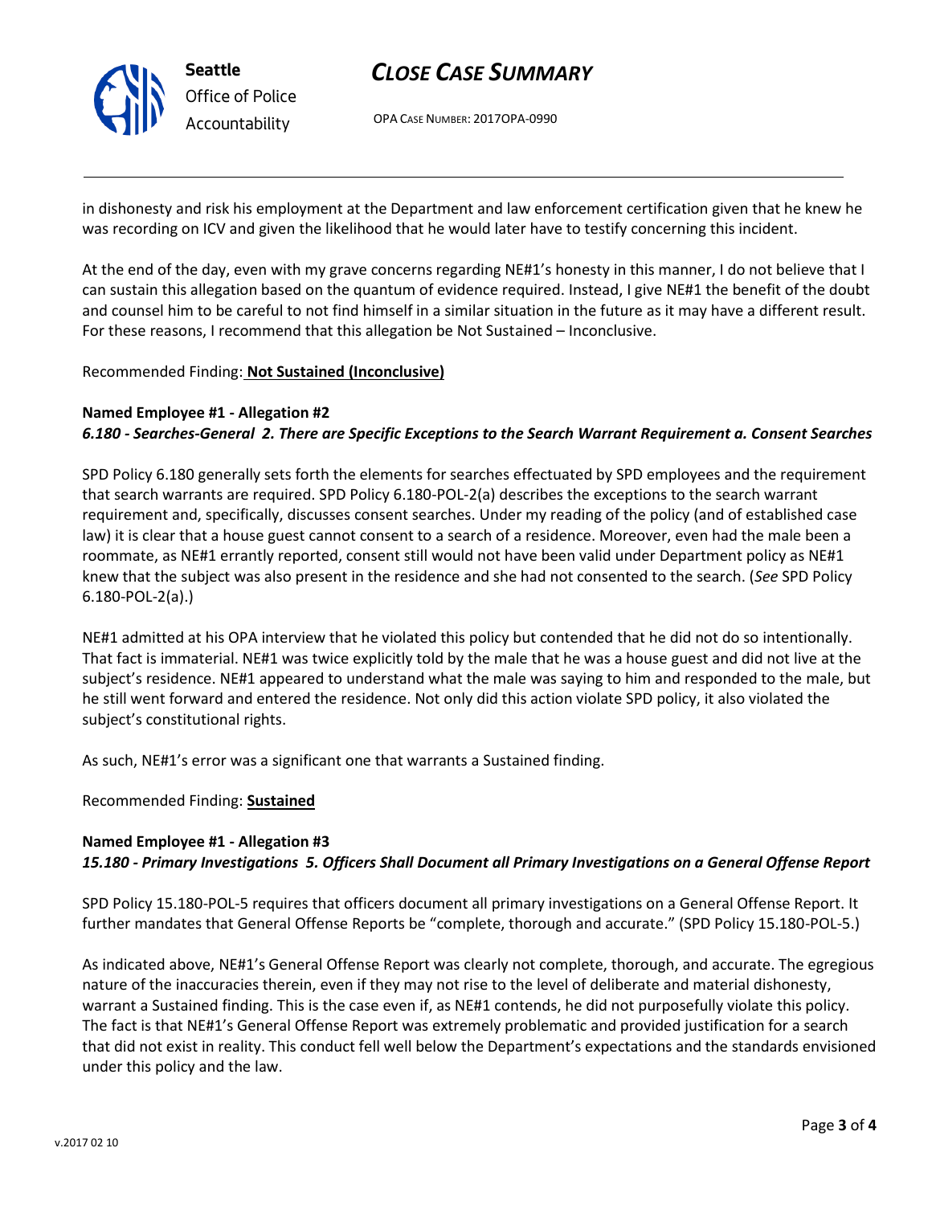in dishonesty and risk his employment at the Department and law enforcement certification given that he knew he was recording on ICV and given the likelihood that he would later have to testify concerning this incident.

At the end of the day, even with my grave concerns regarding NE#1's honesty in this manner, I do not believe that I can sustain this allegation based on the quantum of evidence required. Instead, I give NE#1 the benefit of the doubt and counsel him to be careful to not find himself in a similar situation in the future as it may have a different result. For these reasons, I recommend that this allegation be Not Sustained – Inconclusive.

Recommended Finding: **Not Sustained (Inconclusive)**

**Named Employee #1 - Allegation #2**
***6.180 - Searches-General 2. There are Specific Exceptions to the Search Warrant Requirement a. Consent Searches***

SPD Policy 6.180 generally sets forth the elements for searches effectuated by SPD employees and the requirement that search warrants are required. SPD Policy 6.180-POL-2(a) describes the exceptions to the search warrant requirement and, specifically, discusses consent searches. Under my reading of the policy (and of established case law) it is clear that a house guest cannot consent to a search of a residence. Moreover, even had the male been a roommate, as NE#1 errantly reported, consent still would not have been valid under Department policy as NE#1 knew that the subject was also present in the residence and she had not consented to the search. (*See* SPD Policy 6.180-POL-2(a).)

NE#1 admitted at his OPA interview that he violated this policy but contended that he did not do so intentionally. That fact is immaterial. NE#1 was twice explicitly told by the male that he was a house guest and did not live at the subject's residence. NE#1 appeared to understand what the male was saying to him and responded to the male, but he still went forward and entered the residence. Not only did this action violate SPD policy, it also violated the subject's constitutional rights.

As such, NE#1's error was a significant one that warrants a Sustained finding.

Recommended Finding: **Sustained**

**Named Employee #1 - Allegation #3**
***15.180 - Primary Investigations 5. Officers Shall Document all Primary Investigations on a General Offense Report***

SPD Policy 15.180-POL-5 requires that officers document all primary investigations on a General Offense Report. It further mandates that General Offense Reports be "complete, thorough and accurate." (SPD Policy 15.180-POL-5.)

As indicated above, NE#1's General Offense Report was clearly not complete, thorough, and accurate. The egregious nature of the inaccuracies therein, even if they may not rise to the level of deliberate and material dishonesty, warrant a Sustained finding. This is the case even if, as NE#1 contends, he did not purposefully violate this policy. The fact is that NE#1's General Offense Report was extremely problematic and provided justification for a search that did not exist in reality. This conduct fell well below the Department's expectations and the standards envisioned under this policy and the law.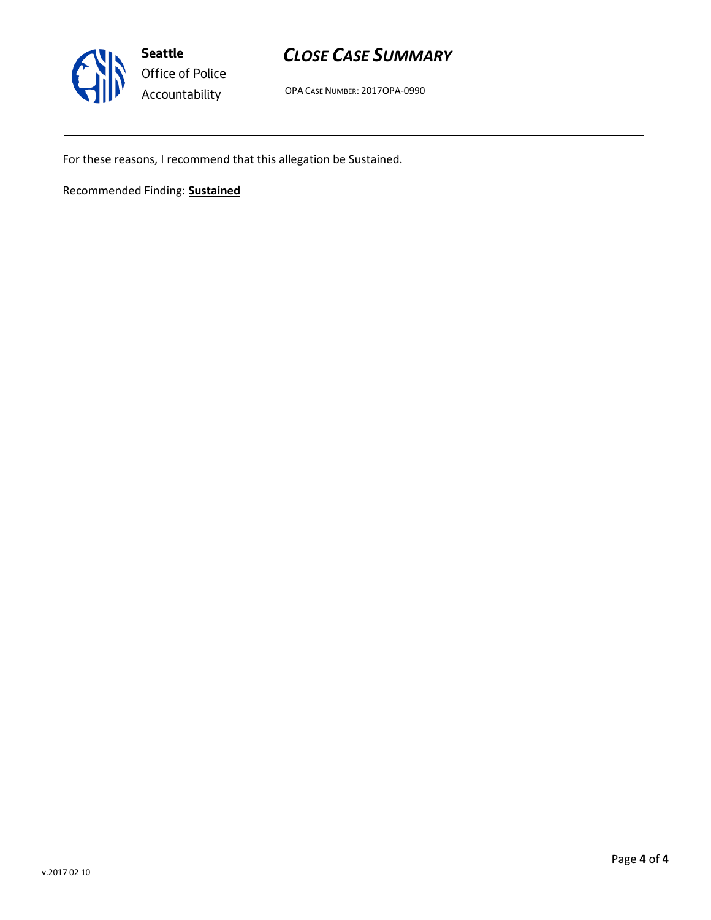For these reasons, I recommend that this allegation be Sustained.

Recommended Finding: **Sustained**